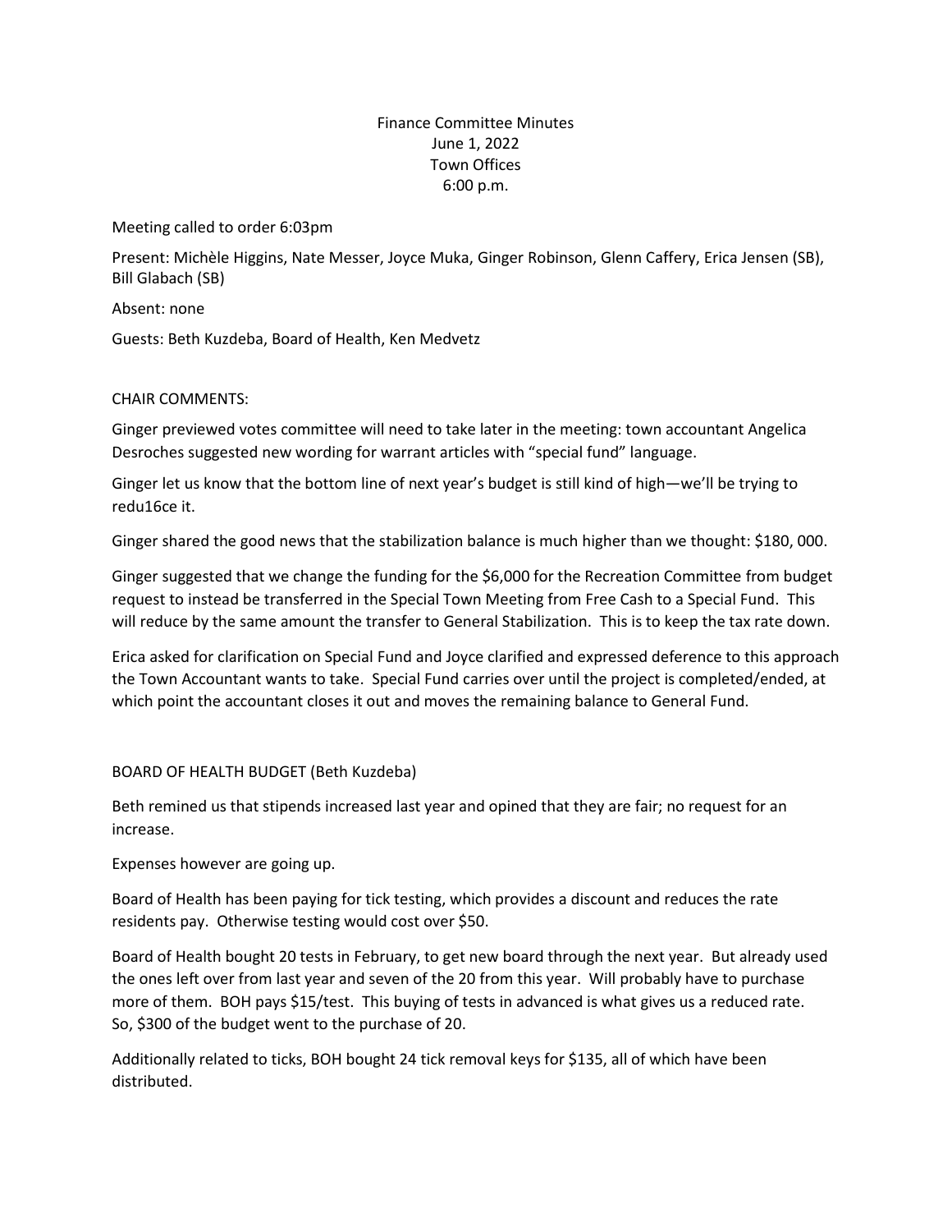Finance Committee Minutes
June 1, 2022
Town Offices
6:00 p.m.

Meeting called to order 6:03pm

Present: Michèle Higgins, Nate Messer, Joyce Muka, Ginger Robinson, Glenn Caffery, Erica Jensen (SB), Bill Glabach (SB)

Absent: none

Guests: Beth Kuzdeba, Board of Health, Ken Medvetz

CHAIR COMMENTS:

Ginger previewed votes committee will need to take later in the meeting: town accountant Angelica Desroches suggested new wording for warrant articles with "special fund" language.

Ginger let us know that the bottom line of next year's budget is still kind of high—we'll be trying to redu16ce it.

Ginger shared the good news that the stabilization balance is much higher than we thought: $180, 000.

Ginger suggested that we change the funding for the $6,000 for the Recreation Committee from budget request to instead be transferred in the Special Town Meeting from Free Cash to a Special Fund. This will reduce by the same amount the transfer to General Stabilization. This is to keep the tax rate down.

Erica asked for clarification on Special Fund and Joyce clarified and expressed deference to this approach the Town Accountant wants to take. Special Fund carries over until the project is completed/ended, at which point the accountant closes it out and moves the remaining balance to General Fund.

BOARD OF HEALTH BUDGET (Beth Kuzdeba)

Beth remined us that stipends increased last year and opined that they are fair; no request for an increase.

Expenses however are going up.

Board of Health has been paying for tick testing, which provides a discount and reduces the rate residents pay. Otherwise testing would cost over $50.

Board of Health bought 20 tests in February, to get new board through the next year. But already used the ones left over from last year and seven of the 20 from this year. Will probably have to purchase more of them. BOH pays $15/test. This buying of tests in advanced is what gives us a reduced rate. So, $300 of the budget went to the purchase of 20.

Additionally related to ticks, BOH bought 24 tick removal keys for $135, all of which have been distributed.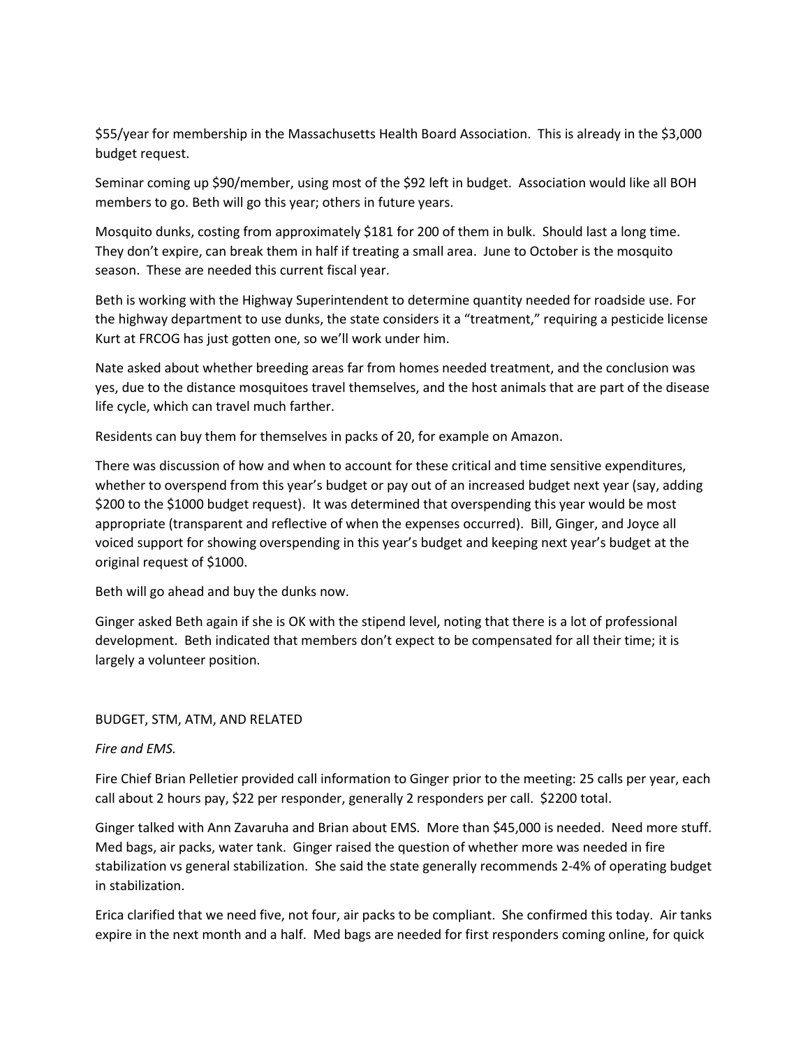$55/year for membership in the Massachusetts Health Board Association. This is already in the $3,000 budget request.

Seminar coming up $90/member, using most of the $92 left in budget. Association would like all BOH members to go. Beth will go this year; others in future years.

Mosquito dunks, costing from approximately $181 for 200 of them in bulk. Should last a long time. They don't expire, can break them in half if treating a small area. June to October is the mosquito season. These are needed this current fiscal year.

Beth is working with the Highway Superintendent to determine quantity needed for roadside use. For the highway department to use dunks, the state considers it a "treatment," requiring a pesticide license Kurt at FRCOG has just gotten one, so we'll work under him.

Nate asked about whether breeding areas far from homes needed treatment, and the conclusion was yes, due to the distance mosquitoes travel themselves, and the host animals that are part of the disease life cycle, which can travel much farther.

Residents can buy them for themselves in packs of 20, for example on Amazon.

There was discussion of how and when to account for these critical and time sensitive expenditures, whether to overspend from this year's budget or pay out of an increased budget next year (say, adding $200 to the $1000 budget request). It was determined that overspending this year would be most appropriate (transparent and reflective of when the expenses occurred). Bill, Ginger, and Joyce all voiced support for showing overspending in this year's budget and keeping next year's budget at the original request of $1000.

Beth will go ahead and buy the dunks now.

Ginger asked Beth again if she is OK with the stipend level, noting that there is a lot of professional development. Beth indicated that members don't expect to be compensated for all their time; it is largely a volunteer position.

## BUDGET, STM, ATM, AND RELATED

*Fire and EMS.*

Fire Chief Brian Pelletier provided call information to Ginger prior to the meeting: 25 calls per year, each call about 2 hours pay, $22 per responder, generally 2 responders per call. $2200 total.

Ginger talked with Ann Zavaruha and Brian about EMS. More than $45,000 is needed. Need more stuff. Med bags, air packs, water tank. Ginger raised the question of whether more was needed in fire stabilization vs general stabilization. She said the state generally recommends 2-4% of operating budget in stabilization.

Erica clarified that we need five, not four, air packs to be compliant. She confirmed this today. Air tanks expire in the next month and a half. Med bags are needed for first responders coming online, for quick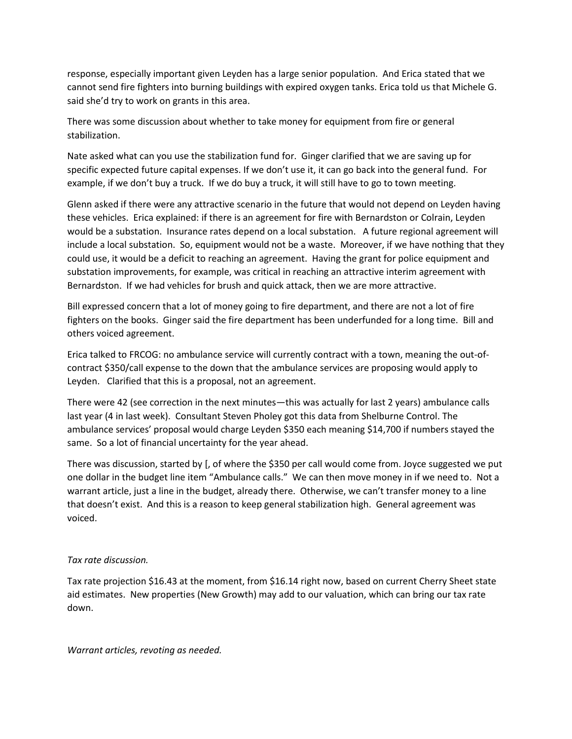response, especially important given Leyden has a large senior population. And Erica stated that we cannot send fire fighters into burning buildings with expired oxygen tanks. Erica told us that Michele G. said she'd try to work on grants in this area.

There was some discussion about whether to take money for equipment from fire or general stabilization.

Nate asked what can you use the stabilization fund for. Ginger clarified that we are saving up for specific expected future capital expenses. If we don't use it, it can go back into the general fund. For example, if we don't buy a truck. If we do buy a truck, it will still have to go to town meeting.

Glenn asked if there were any attractive scenario in the future that would not depend on Leyden having these vehicles. Erica explained: if there is an agreement for fire with Bernardston or Colrain, Leyden would be a substation. Insurance rates depend on a local substation. A future regional agreement will include a local substation. So, equipment would not be a waste. Moreover, if we have nothing that they could use, it would be a deficit to reaching an agreement. Having the grant for police equipment and substation improvements, for example, was critical in reaching an attractive interim agreement with Bernardston. If we had vehicles for brush and quick attack, then we are more attractive.

Bill expressed concern that a lot of money going to fire department, and there are not a lot of fire fighters on the books. Ginger said the fire department has been underfunded for a long time. Bill and others voiced agreement.

Erica talked to FRCOG: no ambulance service will currently contract with a town, meaning the out-of-contract $350/call expense to the down that the ambulance services are proposing would apply to Leyden. Clarified that this is a proposal, not an agreement.

There were 42 (see correction in the next minutes—this was actually for last 2 years) ambulance calls last year (4 in last week). Consultant Steven Pholey got this data from Shelburne Control. The ambulance services' proposal would charge Leyden $350 each meaning $14,700 if numbers stayed the same. So a lot of financial uncertainty for the year ahead.

There was discussion, started by [, of where the $350 per call would come from. Joyce suggested we put one dollar in the budget line item "Ambulance calls." We can then move money in if we need to. Not a warrant article, just a line in the budget, already there. Otherwise, we can't transfer money to a line that doesn't exist. And this is a reason to keep general stabilization high. General agreement was voiced.

*Tax rate discussion.*

Tax rate projection $16.43 at the moment, from $16.14 right now, based on current Cherry Sheet state aid estimates. New properties (New Growth) may add to our valuation, which can bring our tax rate down.

*Warrant articles, revoting as needed.*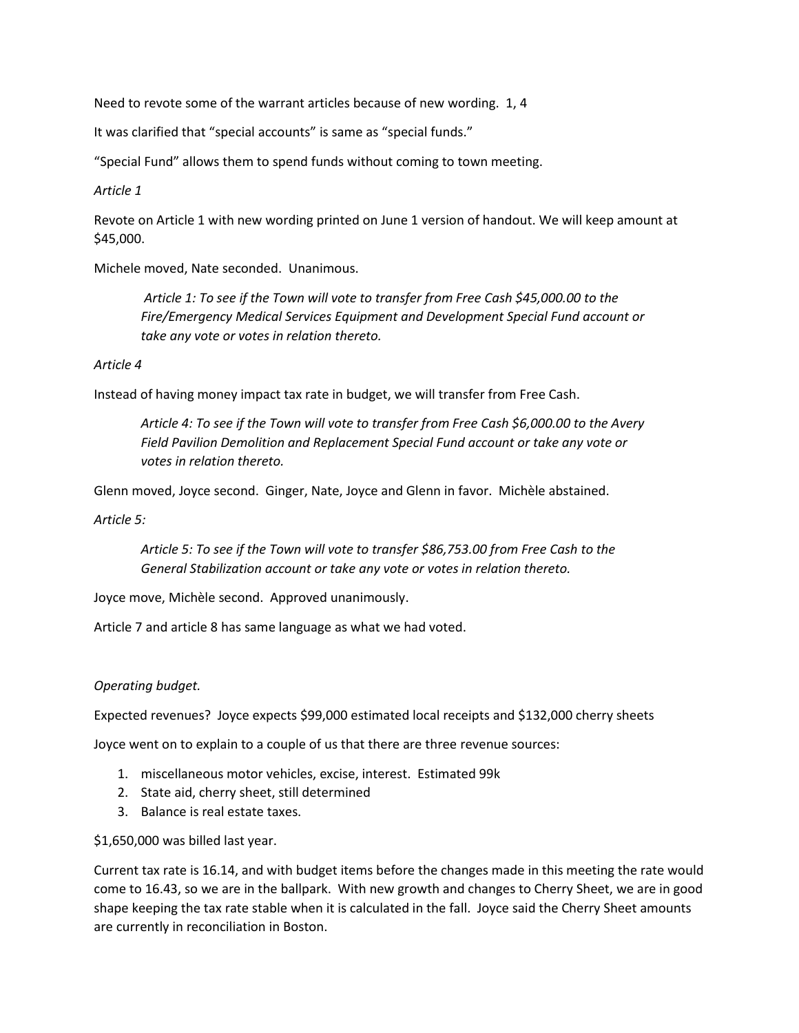Need to revote some of the warrant articles because of new wording. 1, 4

It was clarified that "special accounts" is same as "special funds."

"Special Fund" allows them to spend funds without coming to town meeting.

*Article 1*

Revote on Article 1 with new wording printed on June 1 version of handout. We will keep amount at $45,000.

Michele moved, Nate seconded. Unanimous.

> *Article 1: To see if the Town will vote to transfer from Free Cash $45,000.00 to the Fire/Emergency Medical Services Equipment and Development Special Fund account or take any vote or votes in relation thereto.*

*Article 4*

Instead of having money impact tax rate in budget, we will transfer from Free Cash.

> *Article 4: To see if the Town will vote to transfer from Free Cash $6,000.00 to the Avery Field Pavilion Demolition and Replacement Special Fund account or take any vote or votes in relation thereto.*

Glenn moved, Joyce second. Ginger, Nate, Joyce and Glenn in favor. Michèle abstained.

*Article 5:*

> *Article 5: To see if the Town will vote to transfer $86,753.00 from Free Cash to the General Stabilization account or take any vote or votes in relation thereto.*

Joyce move, Michèle second. Approved unanimously.

Article 7 and article 8 has same language as what we had voted.

*Operating budget.*

Expected revenues? Joyce expects $99,000 estimated local receipts and $132,000 cherry sheets

Joyce went on to explain to a couple of us that there are three revenue sources:

1. miscellaneous motor vehicles, excise, interest. Estimated 99k
2. State aid, cherry sheet, still determined
3. Balance is real estate taxes.

$1,650,000 was billed last year.

Current tax rate is 16.14, and with budget items before the changes made in this meeting the rate would come to 16.43, so we are in the ballpark. With new growth and changes to Cherry Sheet, we are in good shape keeping the tax rate stable when it is calculated in the fall. Joyce said the Cherry Sheet amounts are currently in reconciliation in Boston.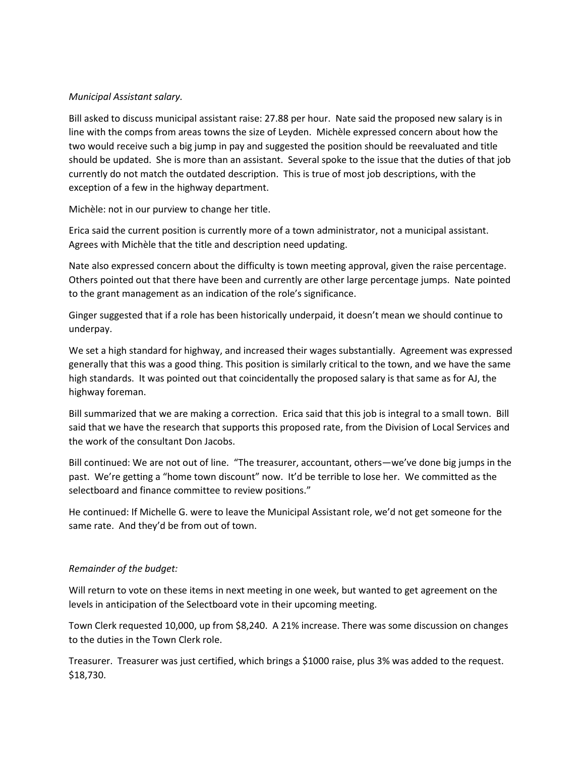*Municipal Assistant salary.*

Bill asked to discuss municipal assistant raise: 27.88 per hour. Nate said the proposed new salary is in line with the comps from areas towns the size of Leyden. Michèle expressed concern about how the two would receive such a big jump in pay and suggested the position should be reevaluated and title should be updated. She is more than an assistant. Several spoke to the issue that the duties of that job currently do not match the outdated description. This is true of most job descriptions, with the exception of a few in the highway department.

Michèle: not in our purview to change her title.

Erica said the current position is currently more of a town administrator, not a municipal assistant. Agrees with Michèle that the title and description need updating.

Nate also expressed concern about the difficulty is town meeting approval, given the raise percentage. Others pointed out that there have been and currently are other large percentage jumps. Nate pointed to the grant management as an indication of the role's significance.

Ginger suggested that if a role has been historically underpaid, it doesn't mean we should continue to underpay.

We set a high standard for highway, and increased their wages substantially. Agreement was expressed generally that this was a good thing. This position is similarly critical to the town, and we have the same high standards. It was pointed out that coincidentally the proposed salary is that same as for AJ, the highway foreman.

Bill summarized that we are making a correction. Erica said that this job is integral to a small town. Bill said that we have the research that supports this proposed rate, from the Division of Local Services and the work of the consultant Don Jacobs.

Bill continued: We are not out of line. "The treasurer, accountant, others—we've done big jumps in the past. We're getting a "home town discount" now. It'd be terrible to lose her. We committed as the selectboard and finance committee to review positions."

He continued: If Michelle G. were to leave the Municipal Assistant role, we'd not get someone for the same rate. And they'd be from out of town.

*Remainder of the budget:*

Will return to vote on these items in next meeting in one week, but wanted to get agreement on the levels in anticipation of the Selectboard vote in their upcoming meeting.

Town Clerk requested 10,000, up from $8,240. A 21% increase. There was some discussion on changes to the duties in the Town Clerk role.

Treasurer. Treasurer was just certified, which brings a $1000 raise, plus 3% was added to the request. $18,730.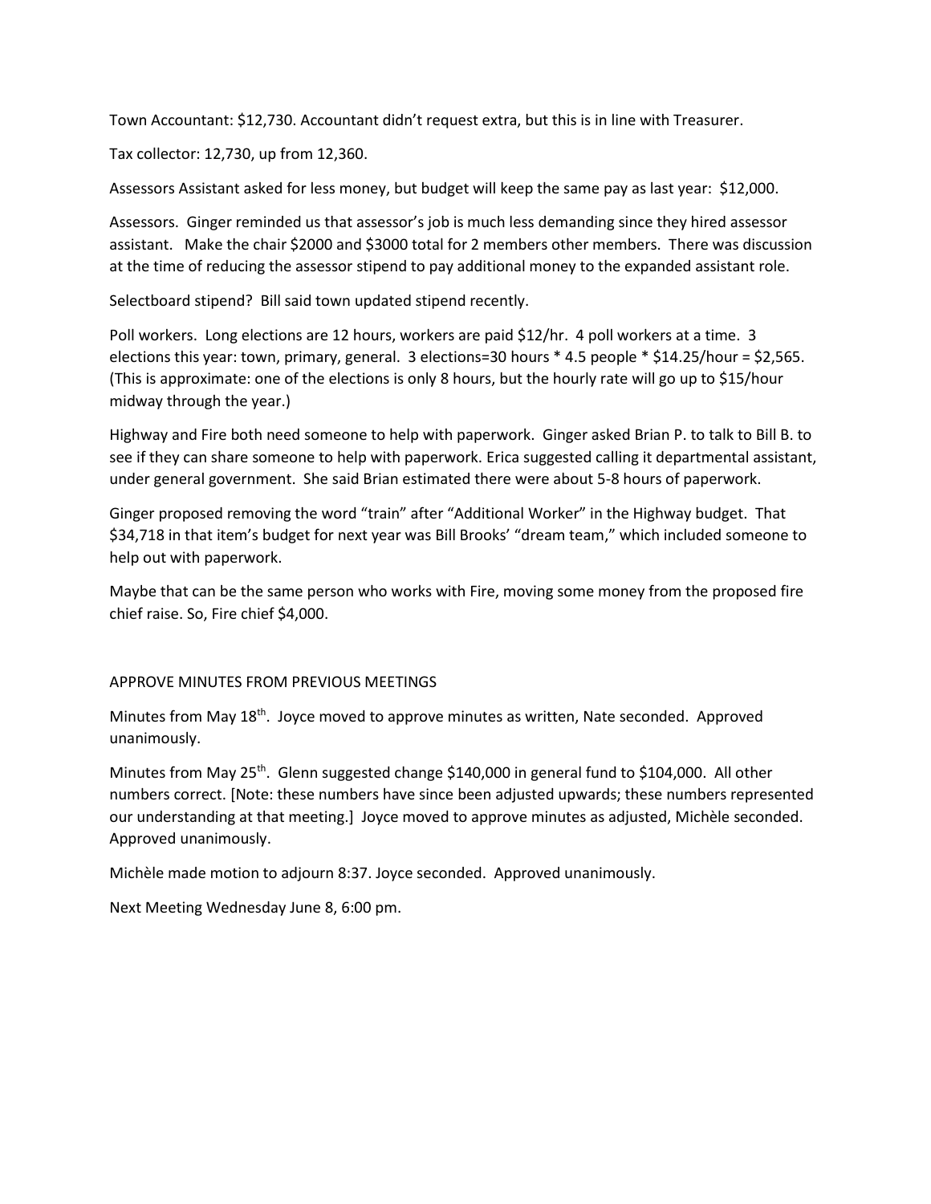Town Accountant: $12,730. Accountant didn't request extra, but this is in line with Treasurer.

Tax collector: 12,730, up from 12,360.

Assessors Assistant asked for less money, but budget will keep the same pay as last year: $12,000.

Assessors. Ginger reminded us that assessor's job is much less demanding since they hired assessor assistant. Make the chair $2000 and $3000 total for 2 members other members. There was discussion at the time of reducing the assessor stipend to pay additional money to the expanded assistant role.

Selectboard stipend? Bill said town updated stipend recently.

Poll workers. Long elections are 12 hours, workers are paid $12/hr. 4 poll workers at a time. 3 elections this year: town, primary, general. 3 elections=30 hours * 4.5 people * $14.25/hour = $2,565. (This is approximate: one of the elections is only 8 hours, but the hourly rate will go up to $15/hour midway through the year.)

Highway and Fire both need someone to help with paperwork. Ginger asked Brian P. to talk to Bill B. to see if they can share someone to help with paperwork. Erica suggested calling it departmental assistant, under general government. She said Brian estimated there were about 5-8 hours of paperwork.

Ginger proposed removing the word "train" after "Additional Worker" in the Highway budget. That $34,718 in that item's budget for next year was Bill Brooks' "dream team," which included someone to help out with paperwork.

Maybe that can be the same person who works with Fire, moving some money from the proposed fire chief raise. So, Fire chief $4,000.

APPROVE MINUTES FROM PREVIOUS MEETINGS

Minutes from May 18th. Joyce moved to approve minutes as written, Nate seconded. Approved unanimously.

Minutes from May 25th. Glenn suggested change $140,000 in general fund to $104,000. All other numbers correct. [Note: these numbers have since been adjusted upwards; these numbers represented our understanding at that meeting.] Joyce moved to approve minutes as adjusted, Michèle seconded. Approved unanimously.

Michèle made motion to adjourn 8:37. Joyce seconded. Approved unanimously.

Next Meeting Wednesday June 8, 6:00 pm.